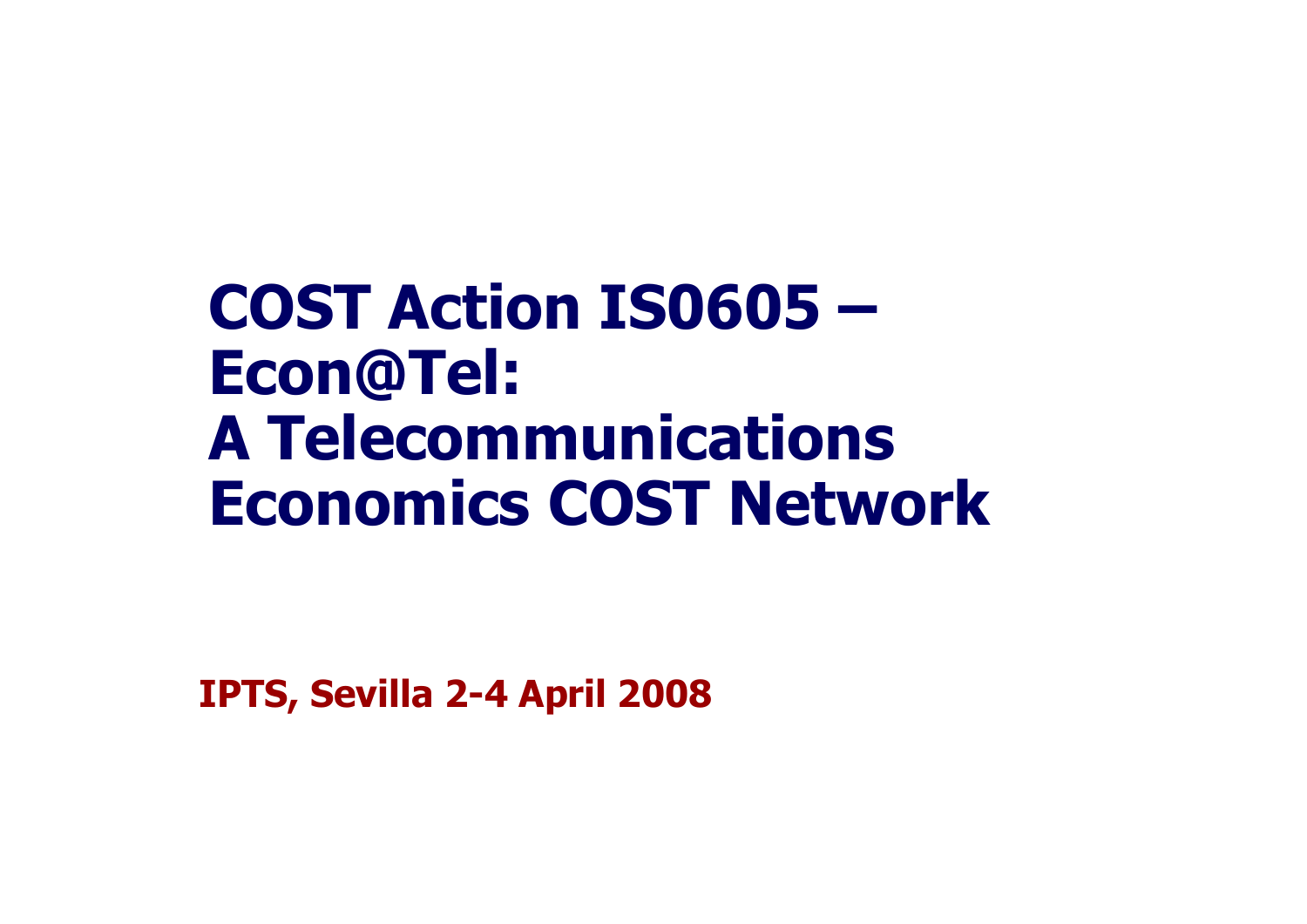# COST Action IS0605 – Econ@Tel: A Telecommunications Economics COST Network

**IPTS, Sevilla 2-4 April 2008**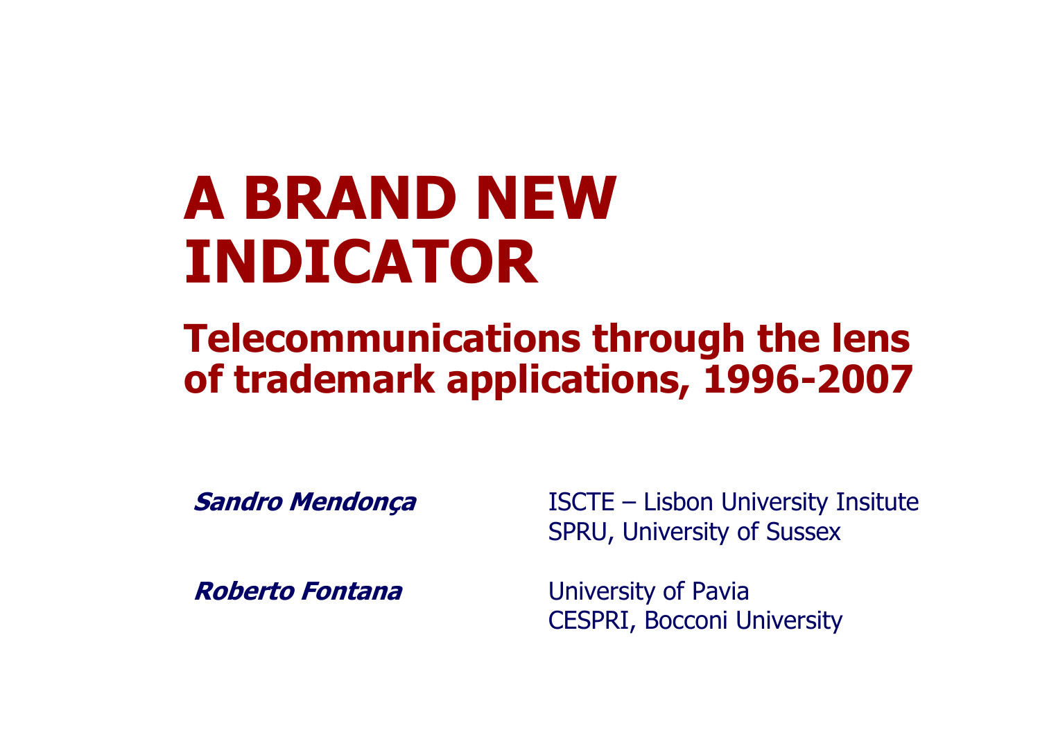# A BRAND NEW INDICATOR

## Telecommunications through the lens of trademark applications, 1996-2007

***Sandro Mendonça*** ISCTE – Lisbon University Insitute
SPRU, University of Sussex

***Roberto Fontana*** University of Pavia
CESPRI, Bocconi University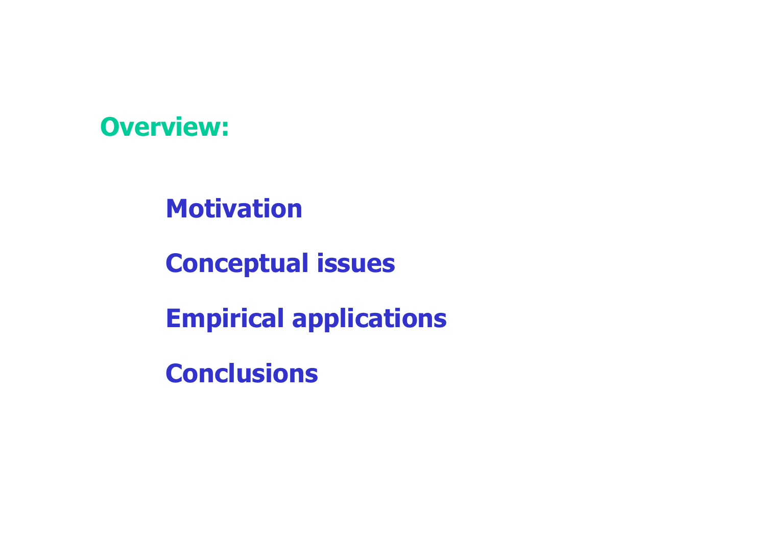## Overview:

- **Motivation**
- **Conceptual issues**
- **Empirical applications**
- **Conclusions**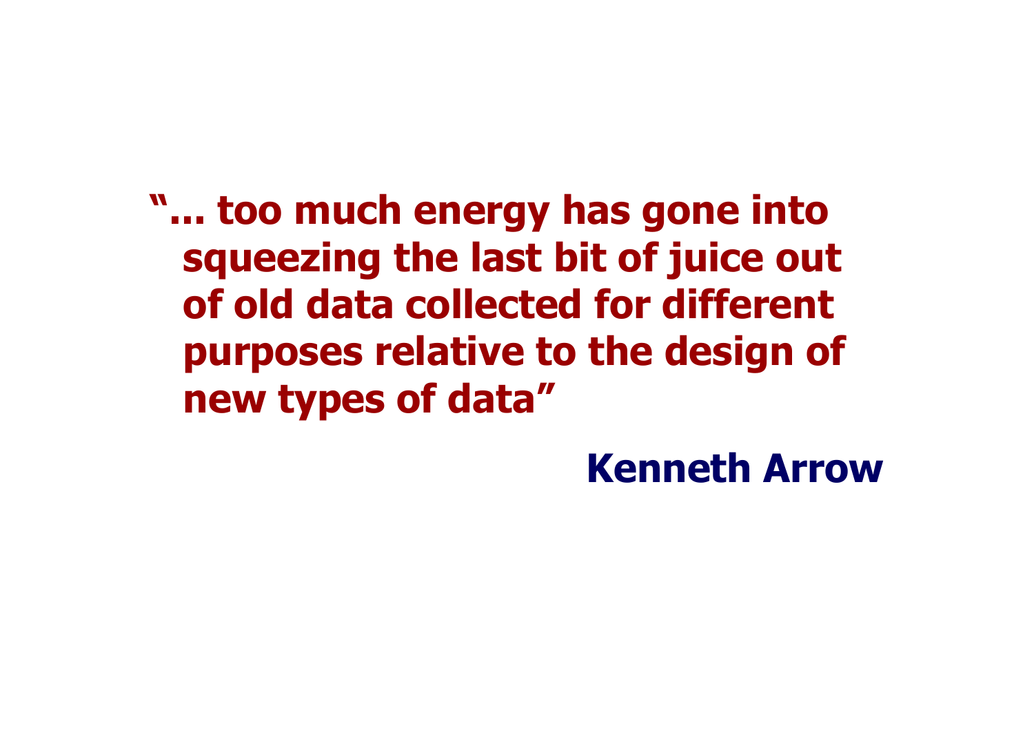**"... too much energy has gone into squeezing the last bit of juice out of old data collected for different purposes relative to the design of new types of data"**

**Kenneth Arrow**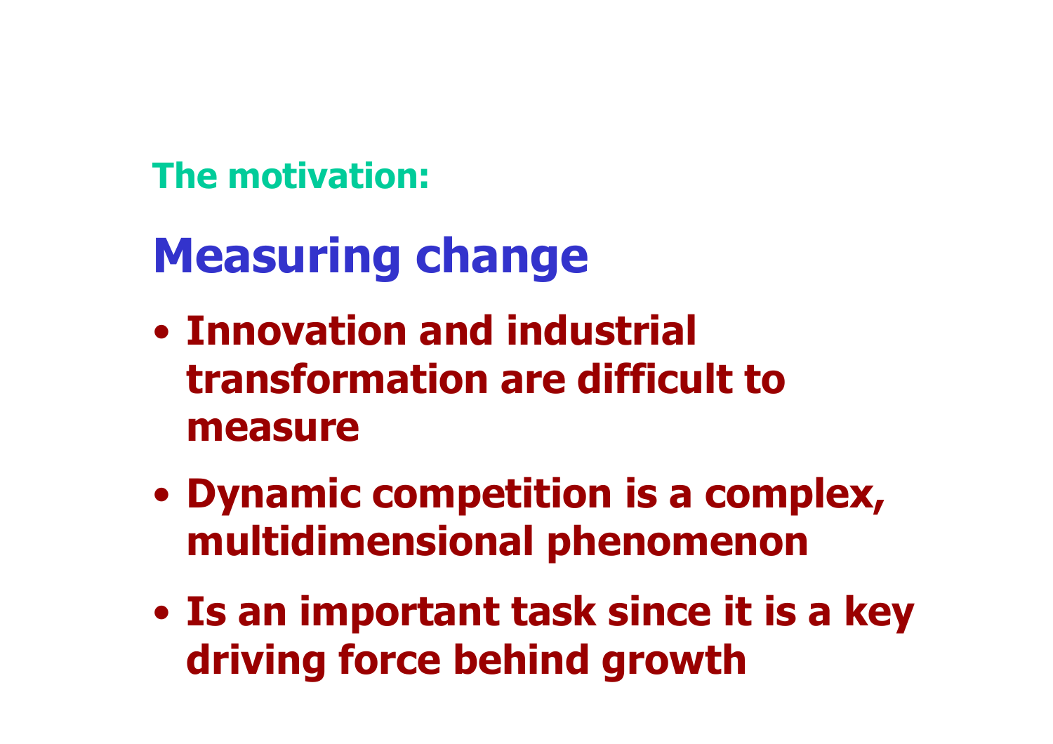### The motivation:

## Measuring change

- Innovation and industrial transformation are difficult to measure
- Dynamic competition is a complex, multidimensional phenomenon
- Is an important task since it is a key driving force behind growth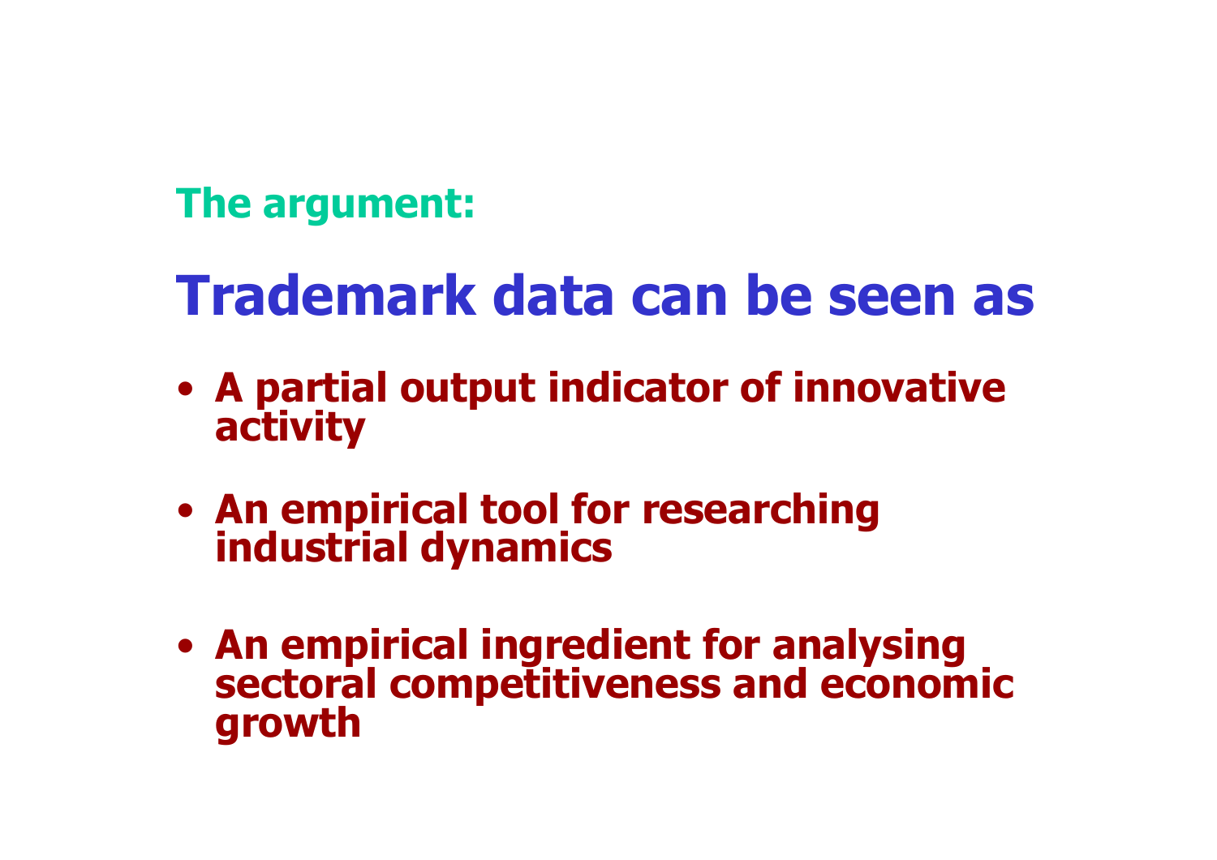**The argument:**

## Trademark data can be seen as

- A partial output indicator of innovative activity
- An empirical tool for researching industrial dynamics
- An empirical ingredient for analysing sectoral competitiveness and economic growth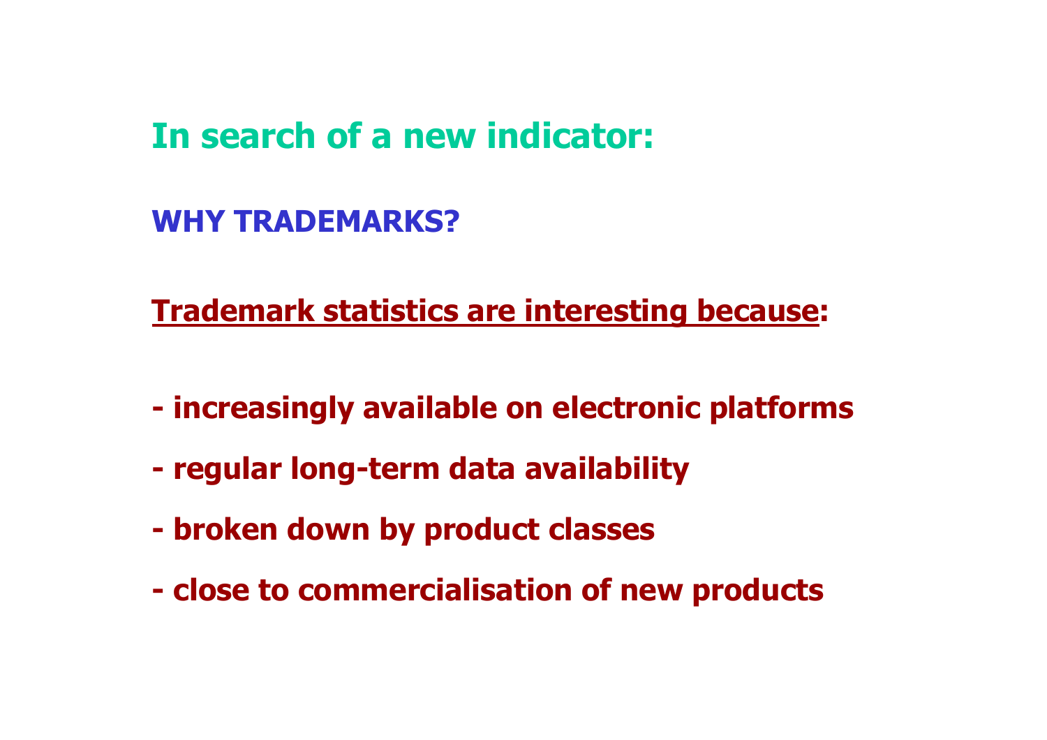# In search of a new indicator:

## WHY TRADEMARKS?

**<u>Trademark statistics are interesting because</u>:**

- **increasingly available on electronic platforms**
- **regular long-term data availability**
- **broken down by product classes**
- **close to commercialisation of new products**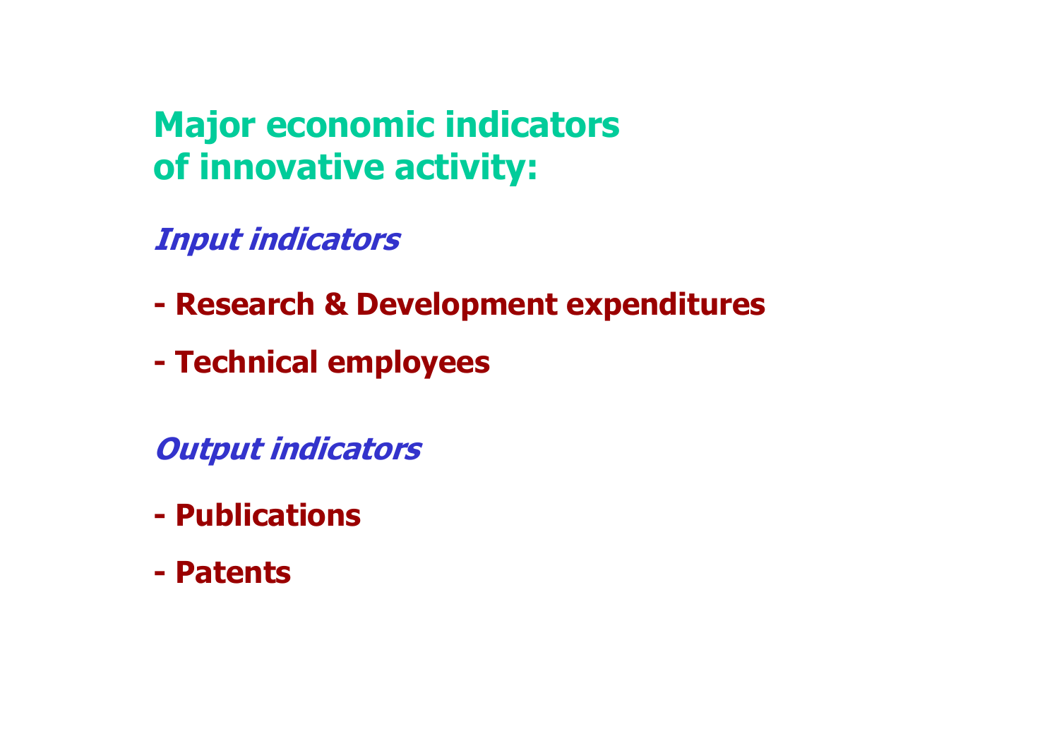## Major economic indicators of innovative activity:

### *Input indicators*

- **Research & Development expenditures**
- **Technical employees**

### *Output indicators*

- **Publications**
- **Patents**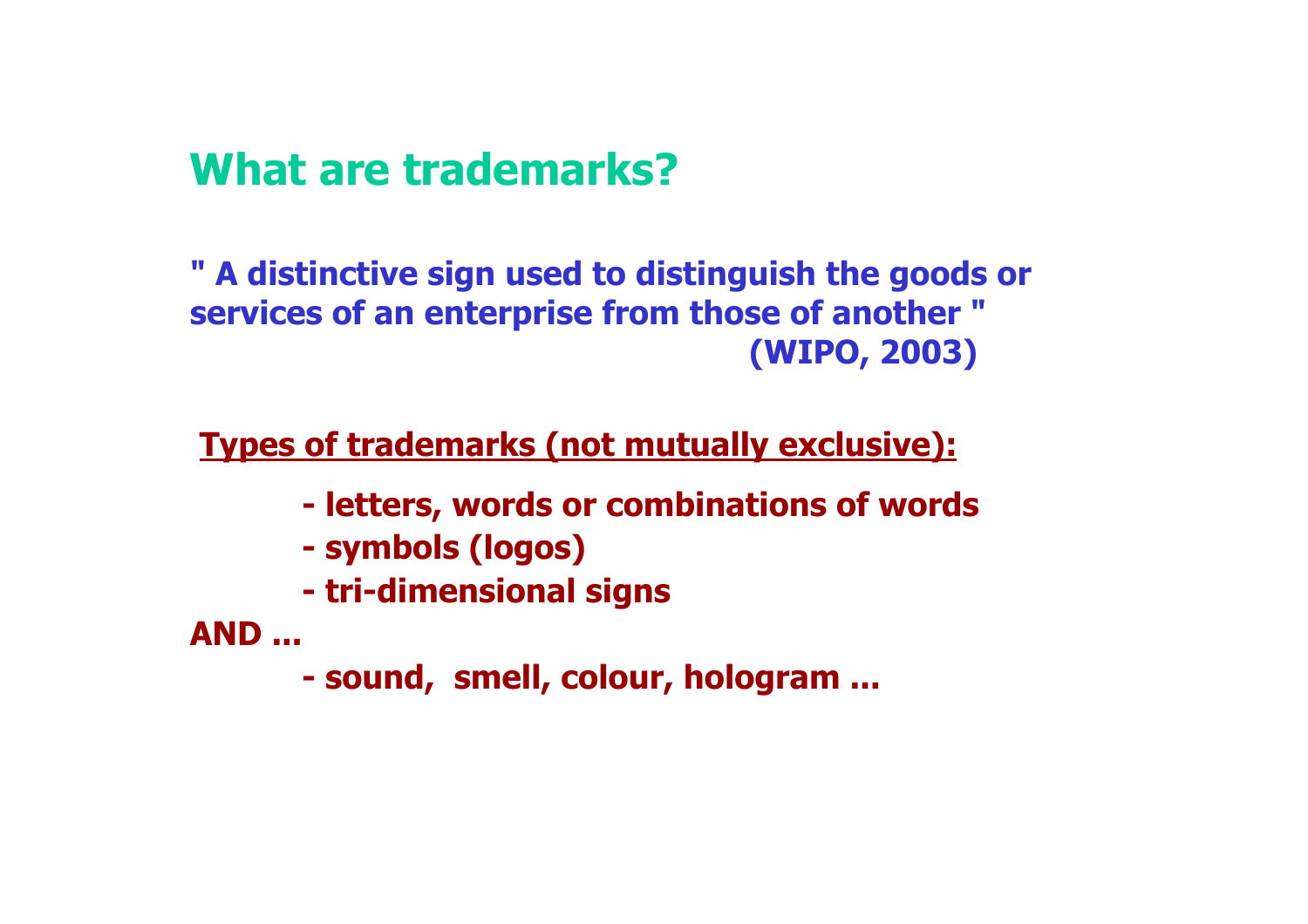## What are trademarks?

**" A distinctive sign used to distinguish the goods or services of an enterprise from those of another "**
**(WIPO, 2003)**

**Types of trademarks (not mutually exclusive):**

- **letters, words or combinations of words**
- **symbols (logos)**
- **tri-dimensional signs**

**AND ...**

- **sound, smell, colour, hologram ...**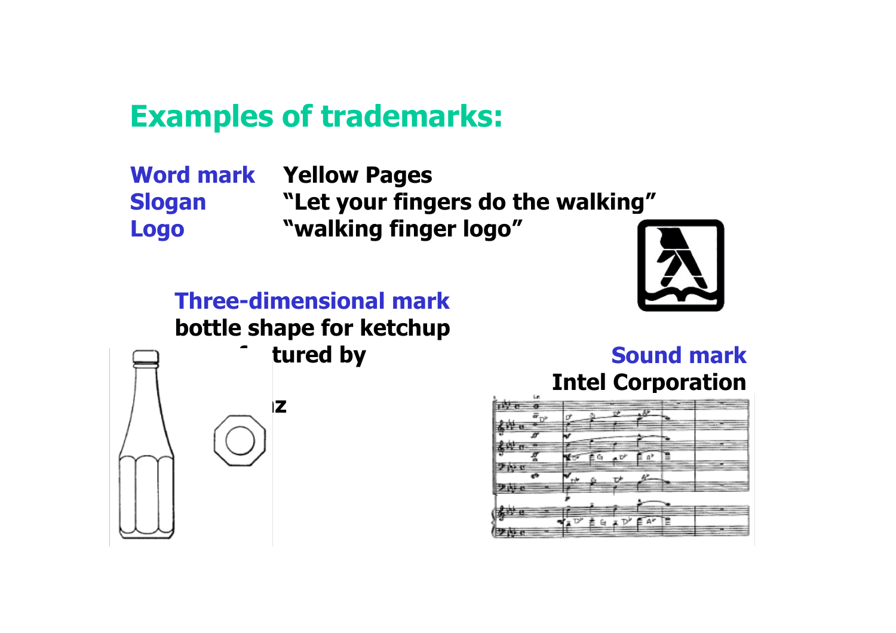# Examples of trademarks:

**Word mark** **Yellow Pages**

**Slogan** **"Let your fingers do the walking"**

**Logo** **"walking finger logo"**

**Three-dimensional mark**

**bottle shape for ketchup**
**f tured by**

**z**

**Sound mark**

**Intel Corporation**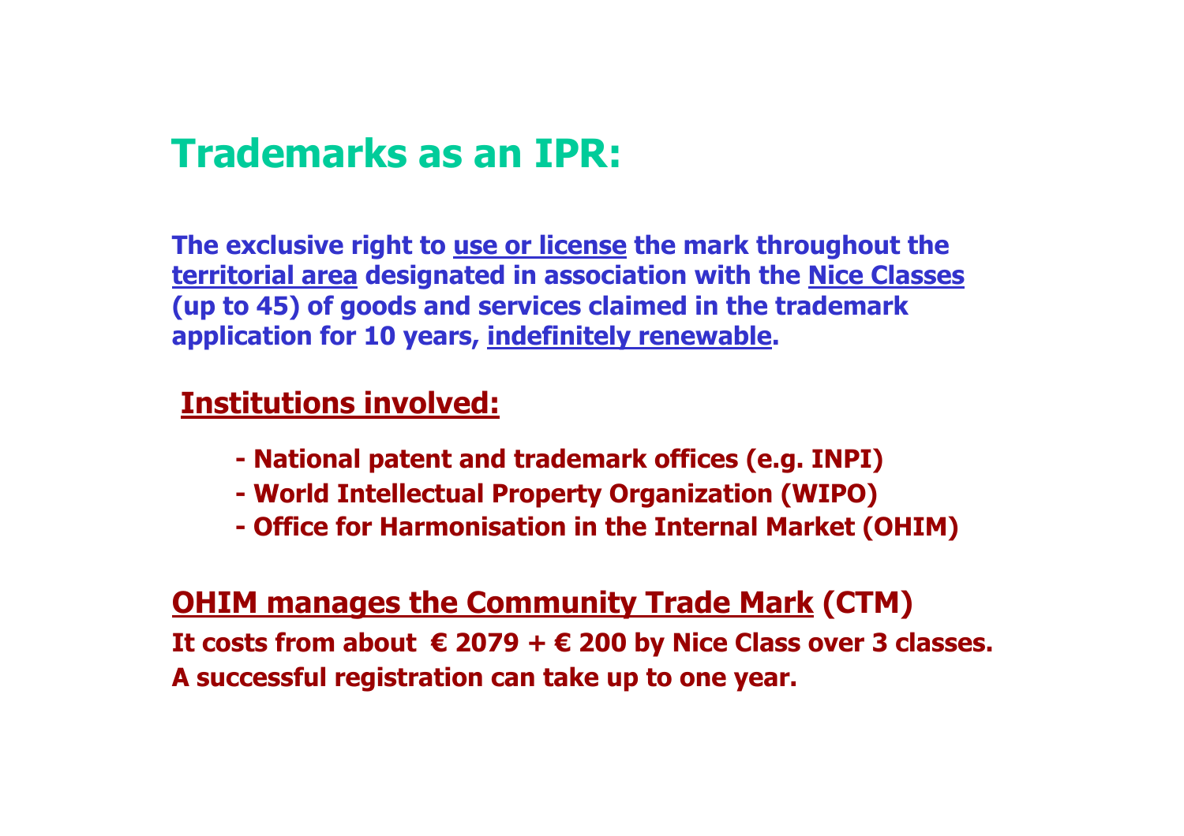# Trademarks as an IPR:

**The exclusive right to use or license the mark throughout the territorial area designated in association with the Nice Classes (up to 45) of goods and services claimed in the trademark application for 10 years, indefinitely renewable.**

## Institutions involved:

- **National patent and trademark offices (e.g. INPI)**
- **World Intellectual Property Organization (WIPO)**
- **Office for Harmonisation in the Internal Market (OHIM)**

## OHIM manages the Community Trade Mark (CTM)

**It costs from about € 2079 + € 200 by Nice Class over 3 classes.**

**A successful registration can take up to one year.**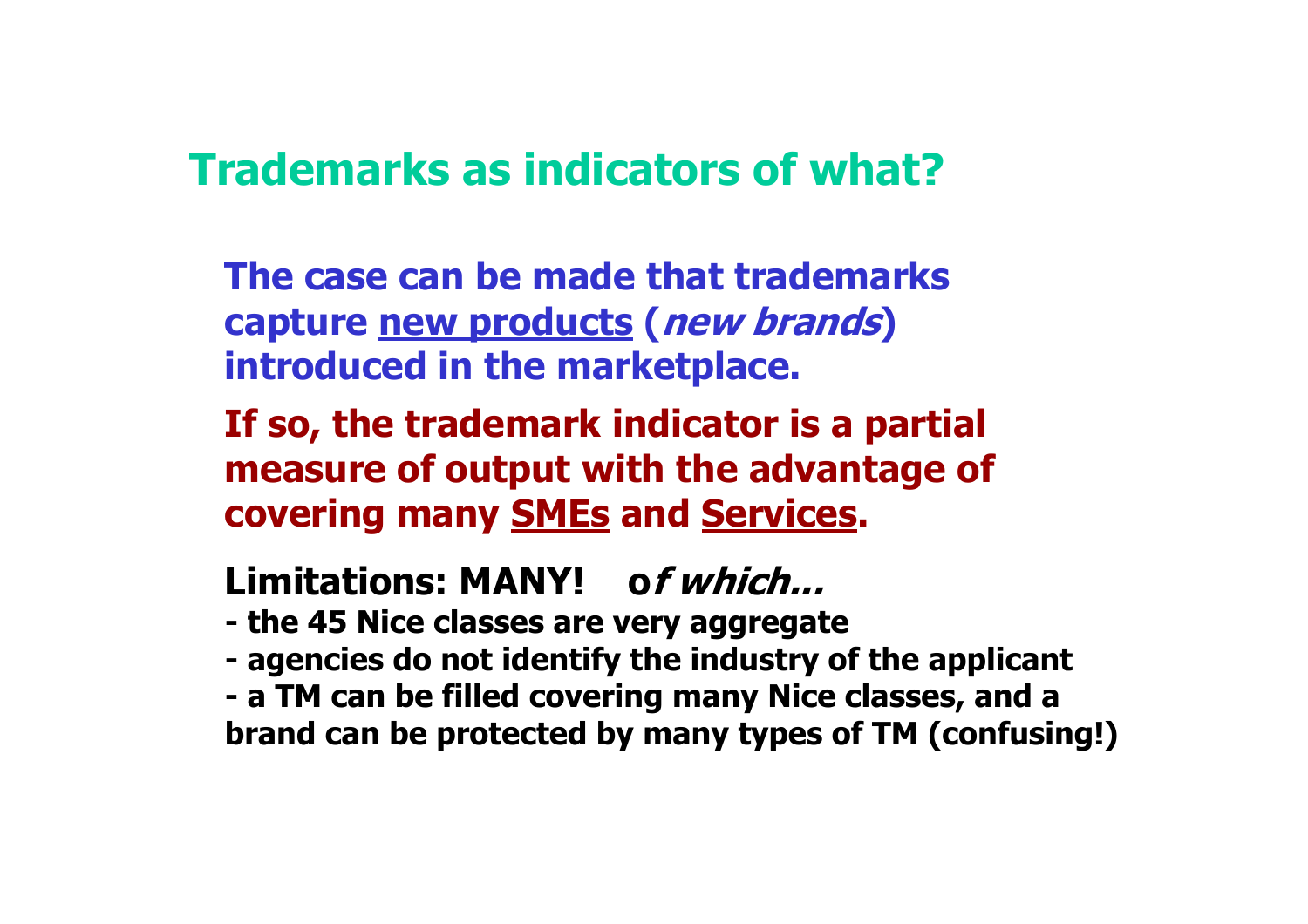## Trademarks as indicators of what?

**The case can be made that trademarks capture new products (*new brands*) introduced in the marketplace.**

**If so, the trademark indicator is a partial measure of output with the advantage of covering many SMEs and Services.**

**Limitations: MANY! o*f which…***

**- the 45 Nice classes are very aggregate**

**- agencies do not identify the industry of the applicant**

**- a TM can be filled covering many Nice classes, and a brand can be protected by many types of TM (confusing!)**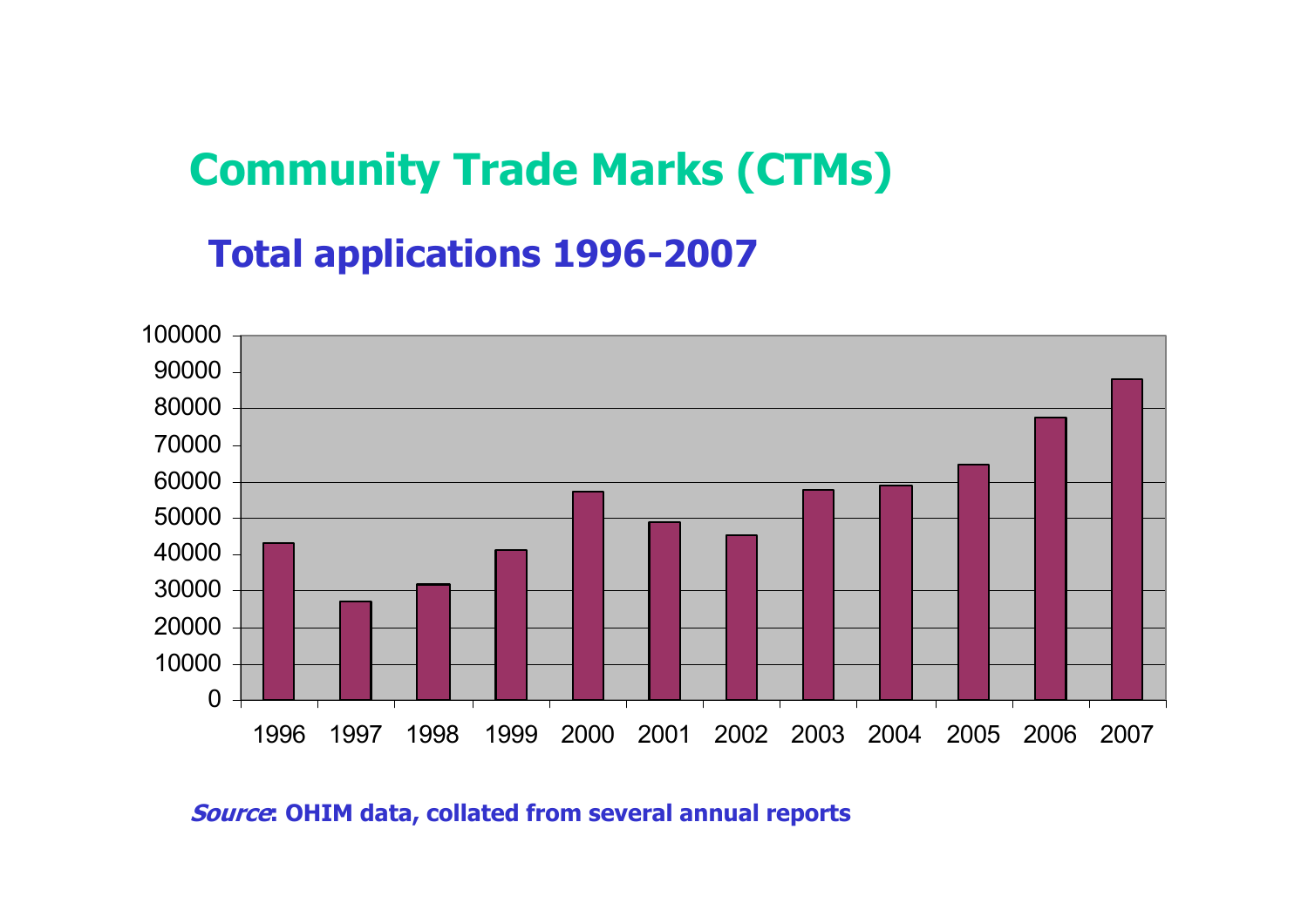# Community Trade Marks (CTMs)

## Total applications 1996-2007

*Source*: **OHIM data, collated from several annual reports**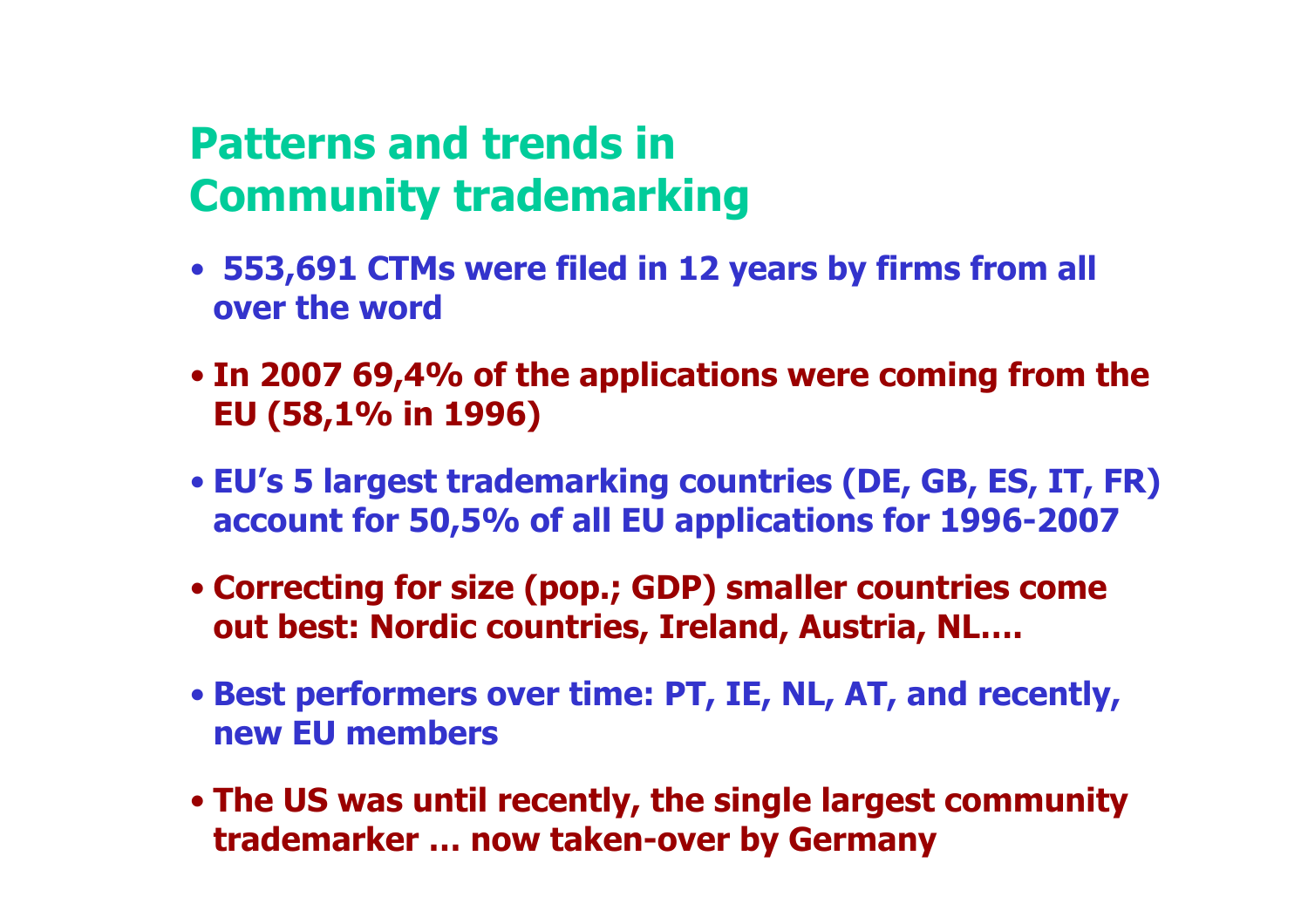# Patterns and trends in Community trademarking

- 553,691 CTMs were filed in 12 years by firms from all over the word
- In 2007 69,4% of the applications were coming from the EU (58,1% in 1996)
- EU's 5 largest trademarking countries (DE, GB, ES, IT, FR) account for 50,5% of all EU applications for 1996-2007
- Correcting for size (pop.; GDP) smaller countries come out best: Nordic countries, Ireland, Austria, NL….
- Best performers over time: PT, IE, NL, AT, and recently, new EU members
- The US was until recently, the single largest community trademarker … now taken-over by Germany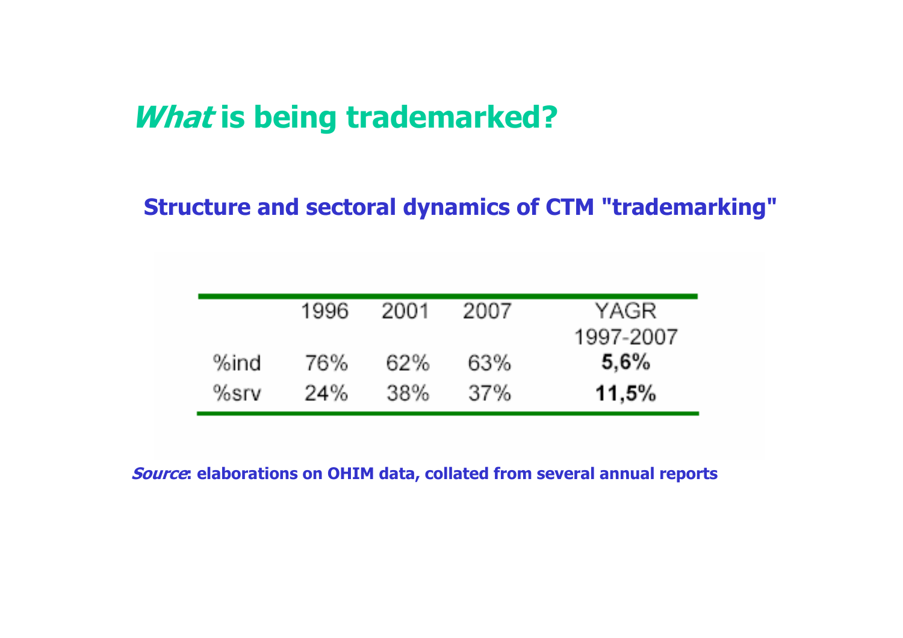# *What* is being trademarked?

## Structure and sectoral dynamics of CTM "trademarking"

| | 1996 | 2001 | 2007 | YAGR 1997-2007 |
|---|---|---|---|---|
| %ind | 76% | 62% | 63% | **5,6%** |
| %srv | 24% | 38% | 37% | **11,5%** |

***Source*: elaborations on OHIM data, collated from several annual reports**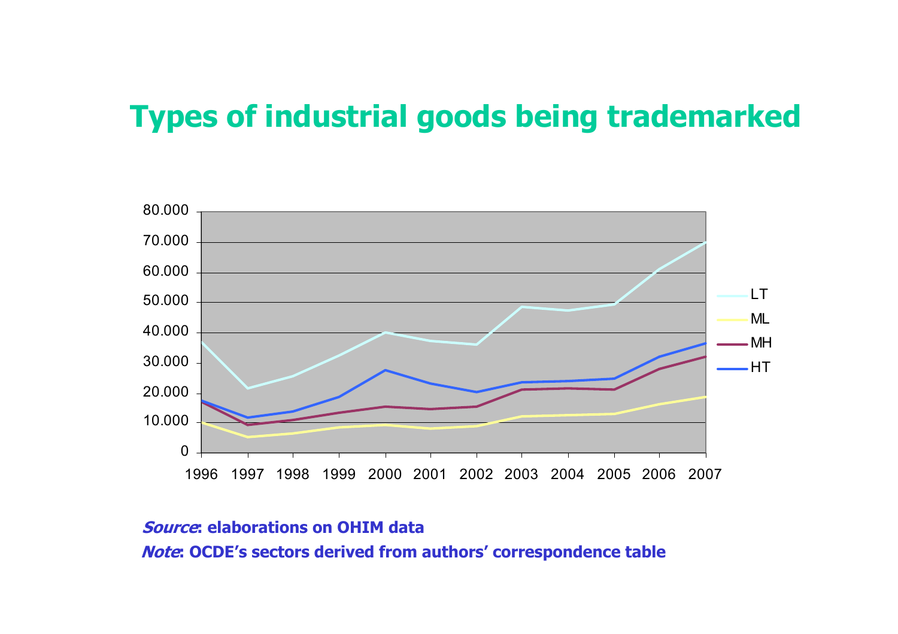# Types of industrial goods being trademarked

80.000
70.000
60.000
50.000
40.000
30.000
20.000
10.000
0

1996 1997 1998 1999 2000 2001 2002 2003 2004 2005 2006 2007

LT
ML
MH
HT

***Source*: elaborations on OHIM data**

***Note*: OCDE's sectors derived from authors' correspondence table**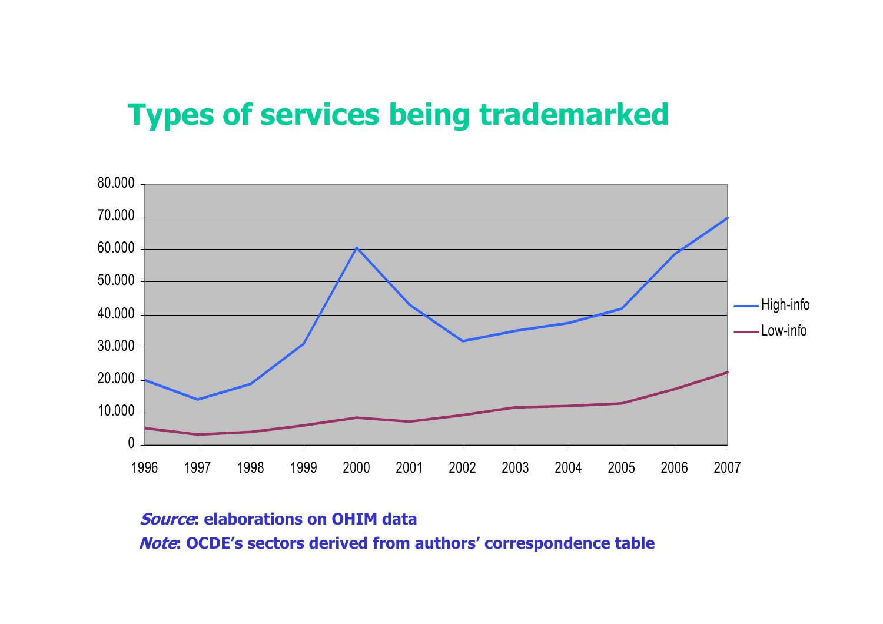# Types of services being trademarked

80.000
70.000
60.000
50.000
40.000
30.000
20.000
10.000
0

1996 1997 1998 1999 2000 2001 2002 2003 2004 2005 2006 2007

High-info
Low-info

***Source*: elaborations on OHIM data**

***Note*: OCDE's sectors derived from authors' correspondence table**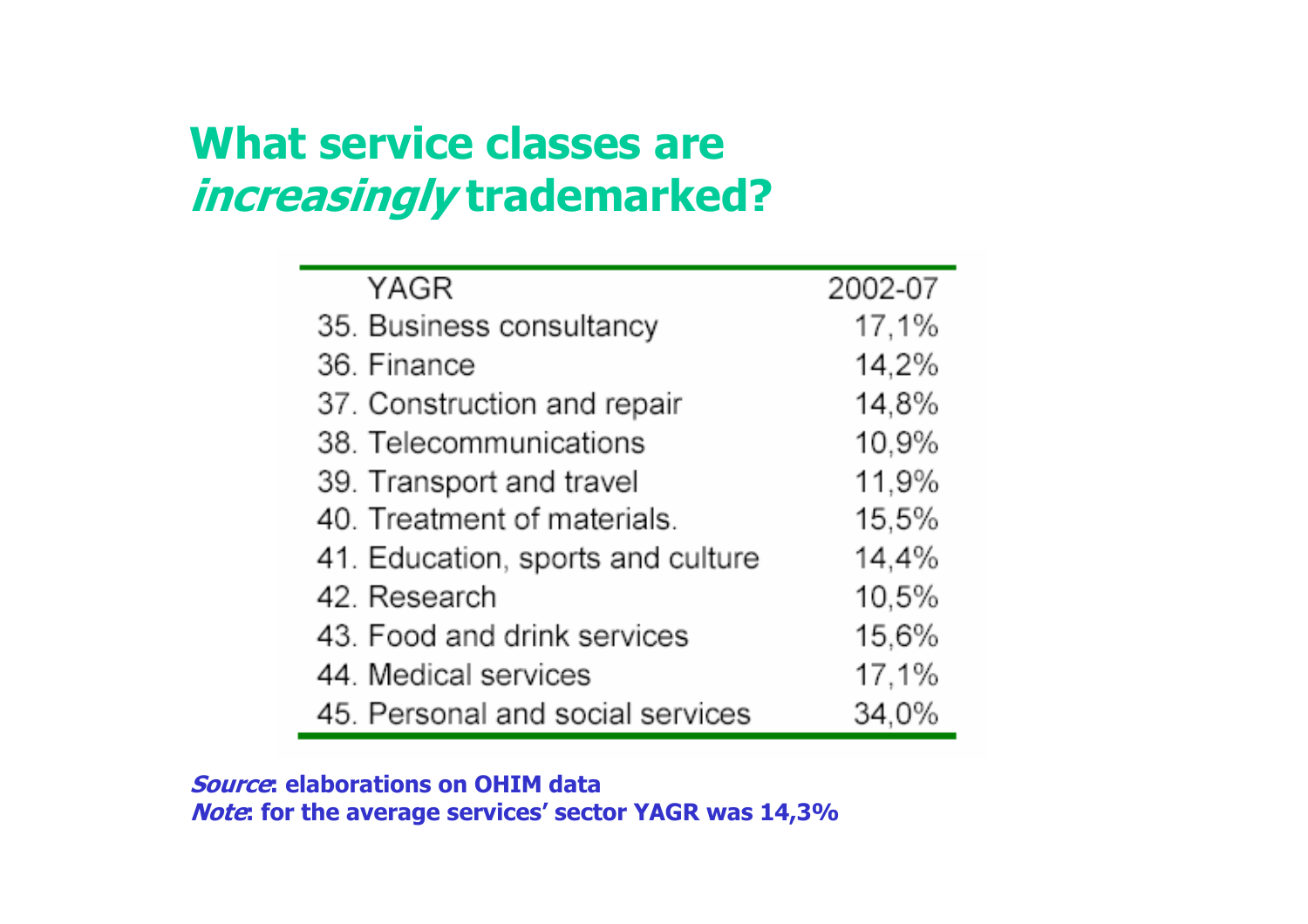# What service classes are *increasingly* trademarked?

| YAGR | 2002-07 |
|---|---|
| 35. Business consultancy | 17,1% |
| 36. Finance | 14,2% |
| 37. Construction and repair | 14,8% |
| 38. Telecommunications | 10,9% |
| 39. Transport and travel | 11,9% |
| 40. Treatment of materials. | 15,5% |
| 41. Education, sports and culture | 14,4% |
| 42. Research | 10,5% |
| 43. Food and drink services | 15,6% |
| 44. Medical services | 17,1% |
| 45. Personal and social services | 34,0% |

***Source*: elaborations on OHIM data**
***Note*: for the average services' sector YAGR was 14,3%**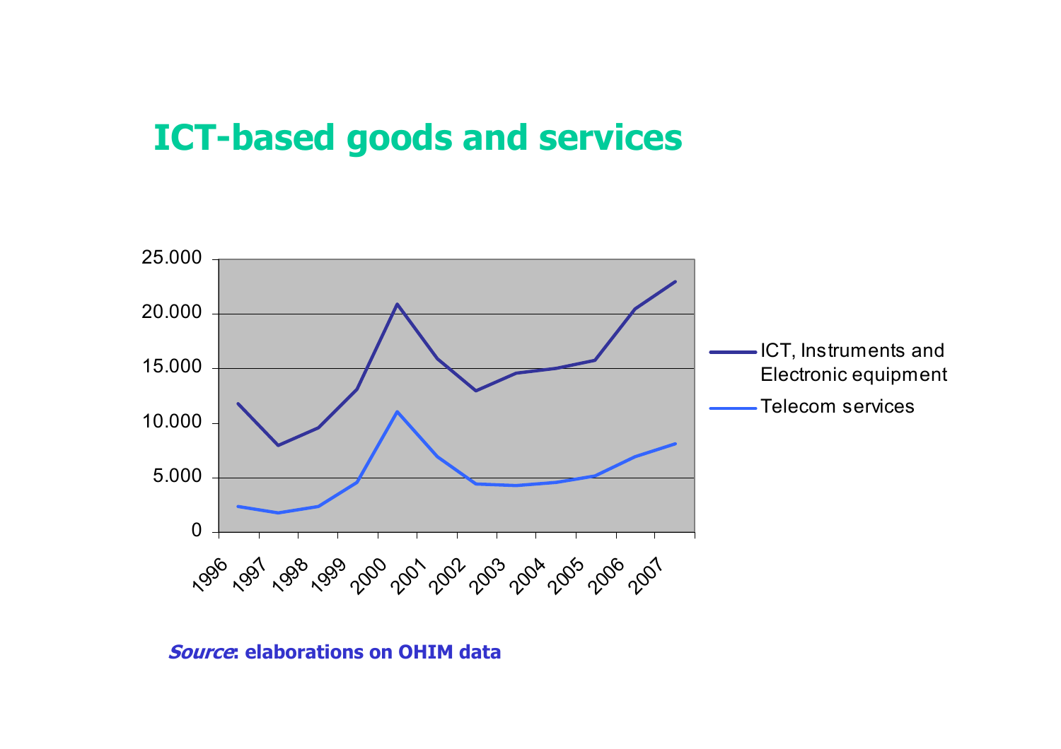# ICT-based goods and services

| Year | ICT, Instruments and Electronic equipment | Telecom services |
|---|---|---|
| 1996 | | |
| 1997 | | |
| 1998 | | |
| 1999 | | |
| 2000 | | |
| 2001 | | |
| 2002 | | |
| 2003 | | |
| 2004 | | |
| 2005 | | |
| 2006 | | |
| 2007 | | |

*Source*: elaborations on OHIM data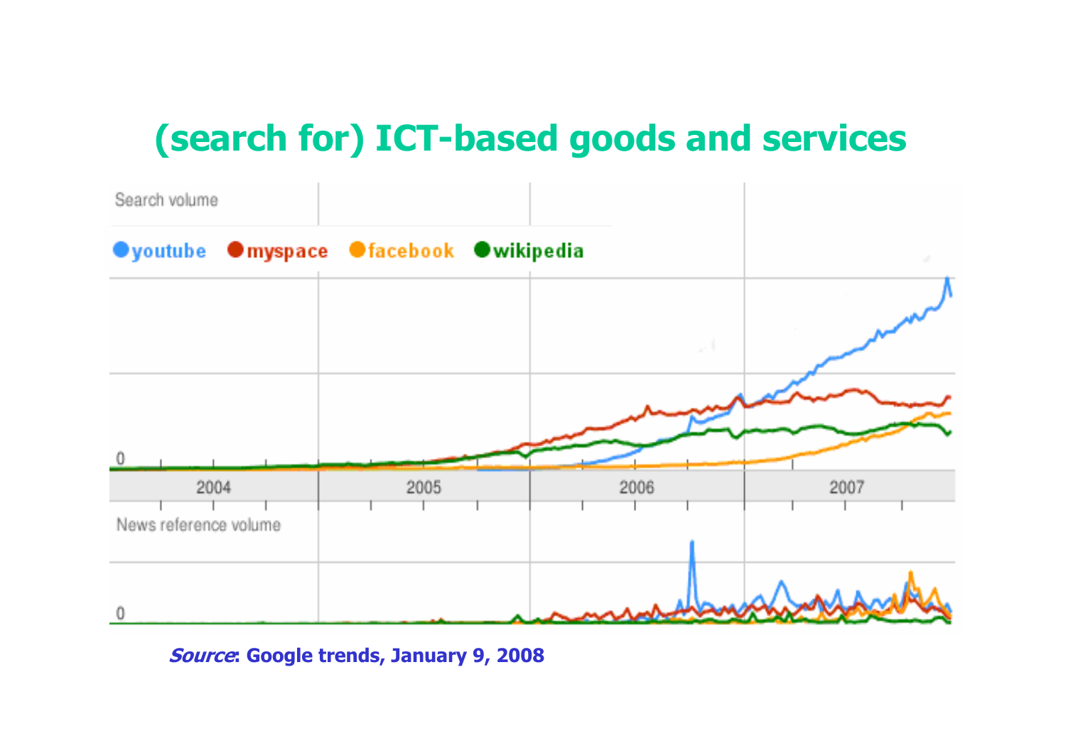# (search for) ICT-based goods and services

Search volume

youtube myspace facebook wikipedia

0

2004 2005 2006 2007

News reference volume

0

***Source*: Google trends, January 9, 2008**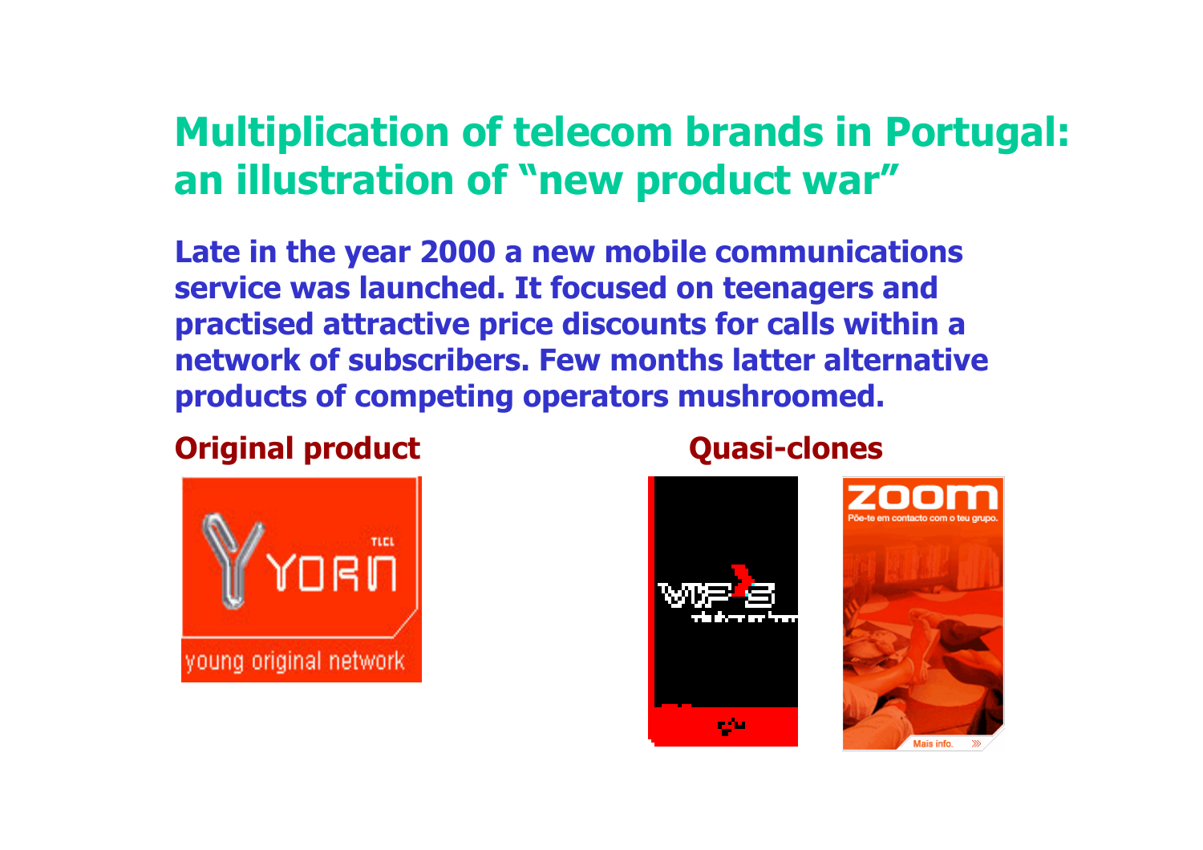# Multiplication of telecom brands in Portugal: an illustration of "new product war"

**Late in the year 2000 a new mobile communications service was launched. It focused on teenagers and practised attractive price discounts for calls within a network of subscribers. Few months latter alternative products of competing operators mushroomed.**

**Original product**

**Quasi-clones**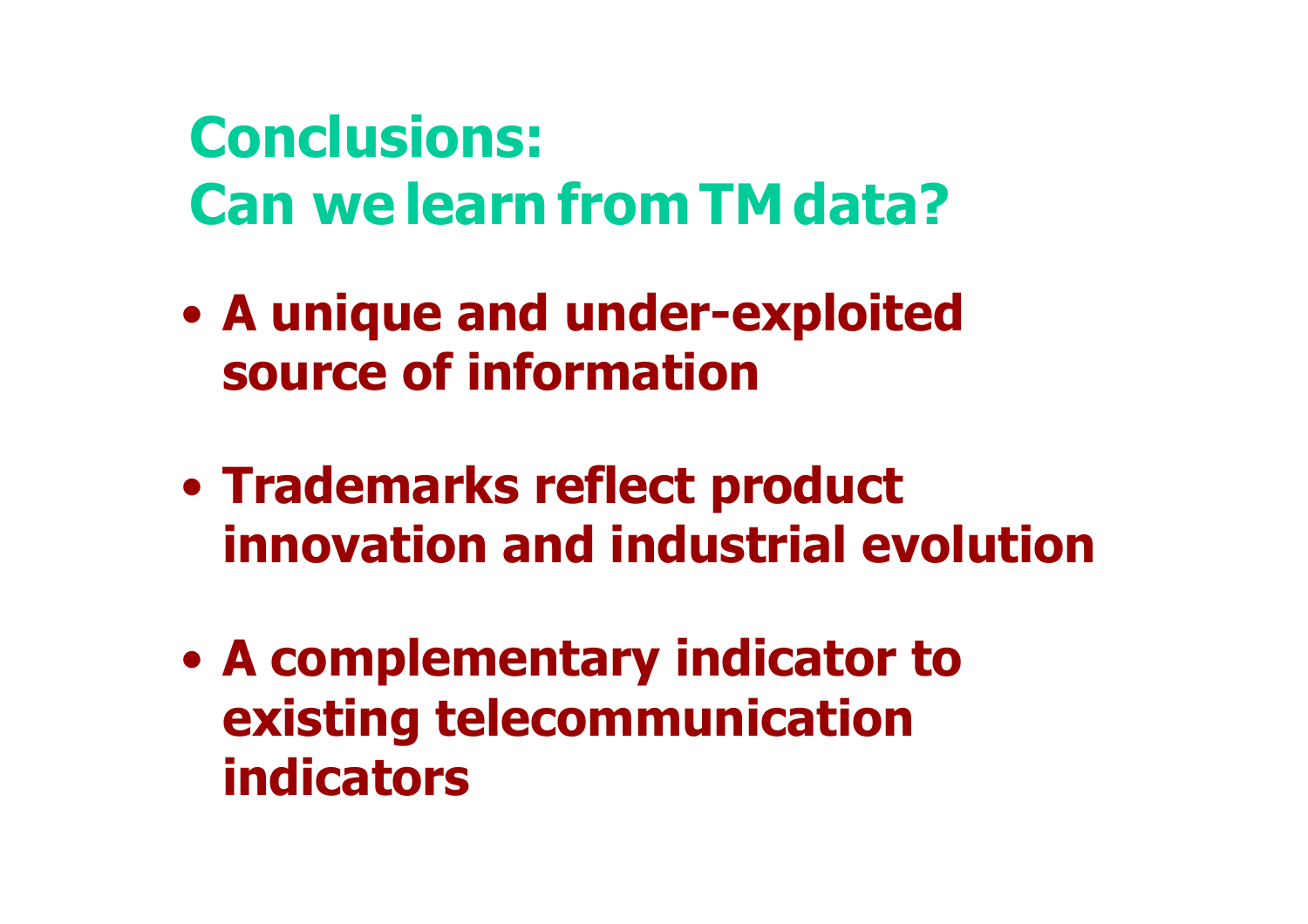## Conclusions:
## Can we learn from TM data?

- **A unique and under-exploited source of information**
- **Trademarks reflect product innovation and industrial evolution**
- **A complementary indicator to existing telecommunication indicators**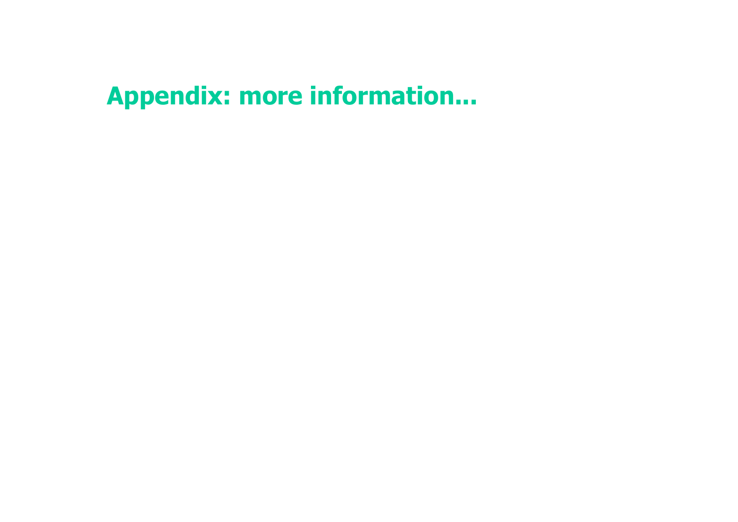# Appendix: more information...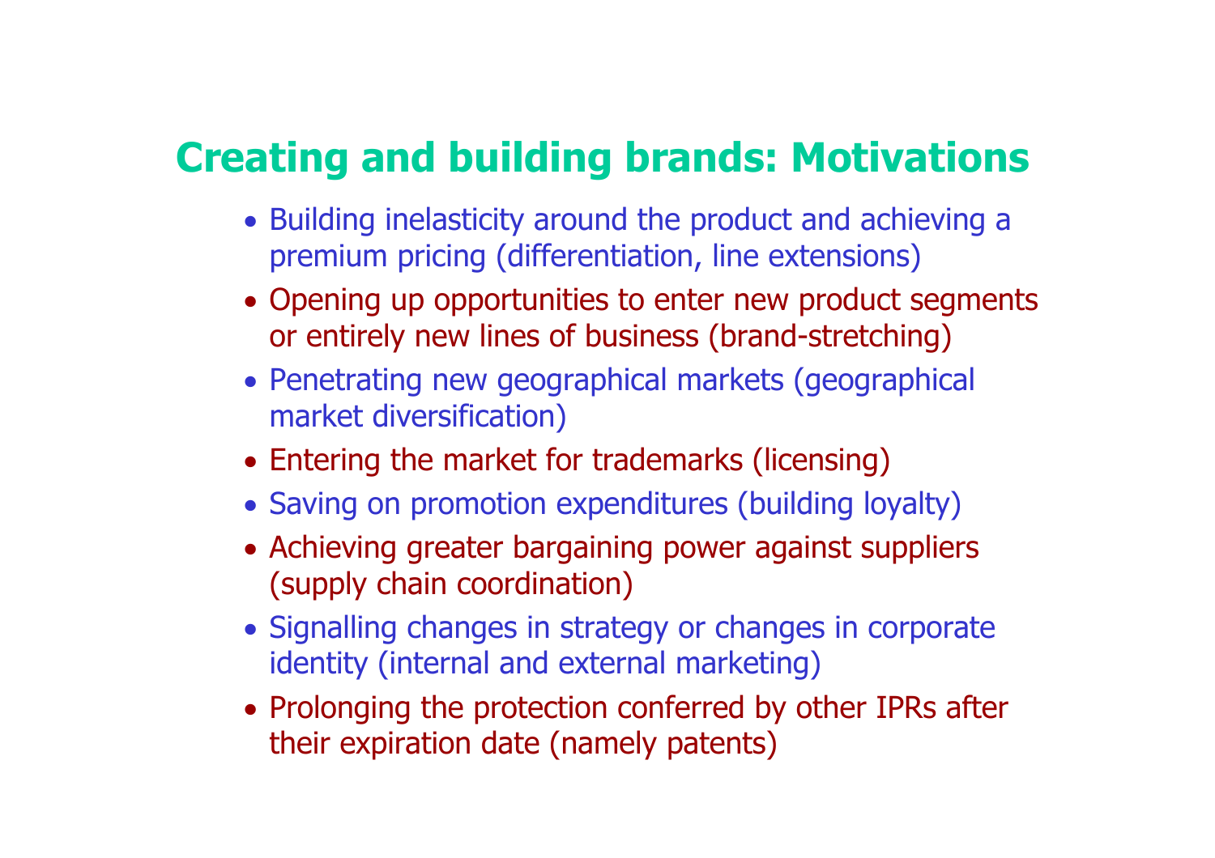## Creating and building brands: Motivations

- Building inelasticity around the product and achieving a premium pricing (differentiation, line extensions)
- Opening up opportunities to enter new product segments or entirely new lines of business (brand-stretching)
- Penetrating new geographical markets (geographical market diversification)
- Entering the market for trademarks (licensing)
- Saving on promotion expenditures (building loyalty)
- Achieving greater bargaining power against suppliers (supply chain coordination)
- Signalling changes in strategy or changes in corporate identity (internal and external marketing)
- Prolonging the protection conferred by other IPRs after their expiration date (namely patents)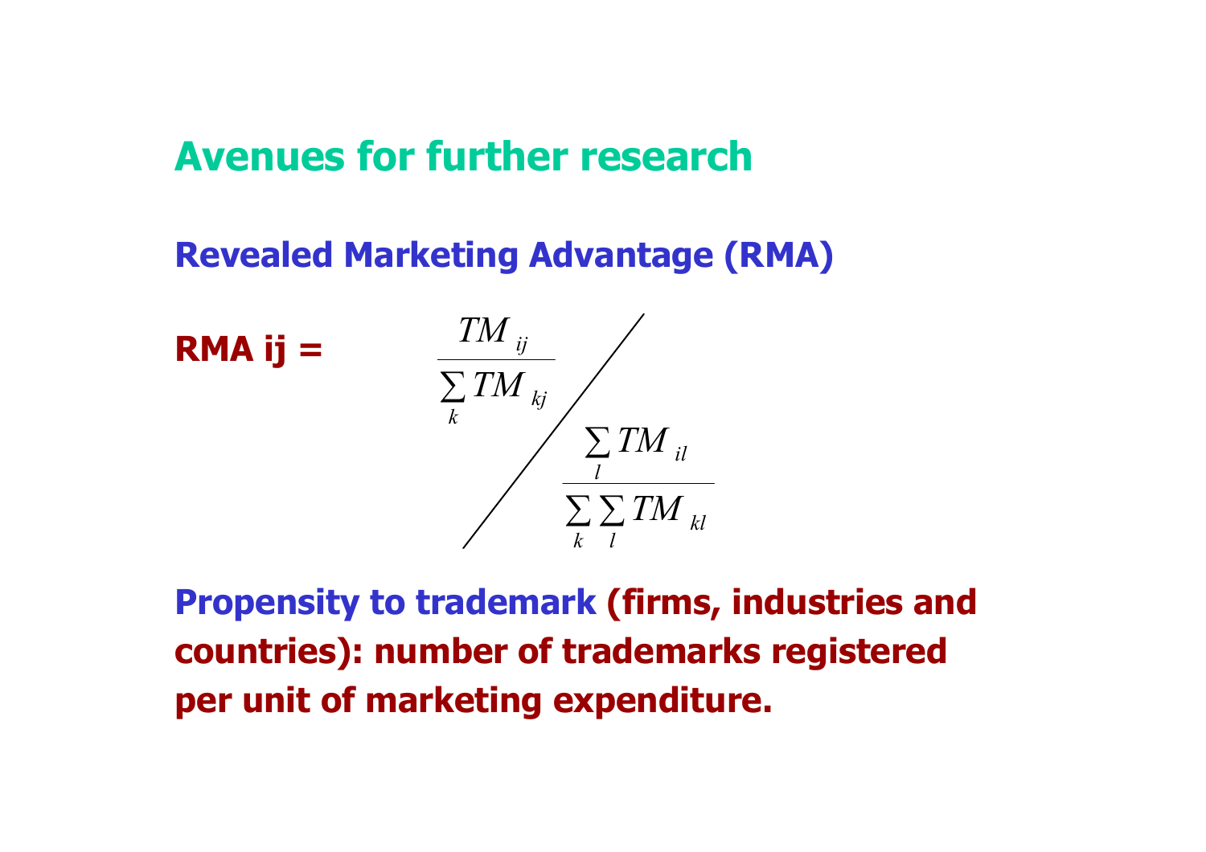## Avenues for further research

### Revealed Marketing Advantage (RMA)

**RMA ij =**

$$\frac{\dfrac{TM_{ij}}{\sum_k TM_{kj}}}{\dfrac{\sum_l TM_{il}}{\sum_k \sum_l TM_{kl}}}$$

**Propensity to trademark (firms, industries and countries): number of trademarks registered per unit of marketing expenditure.**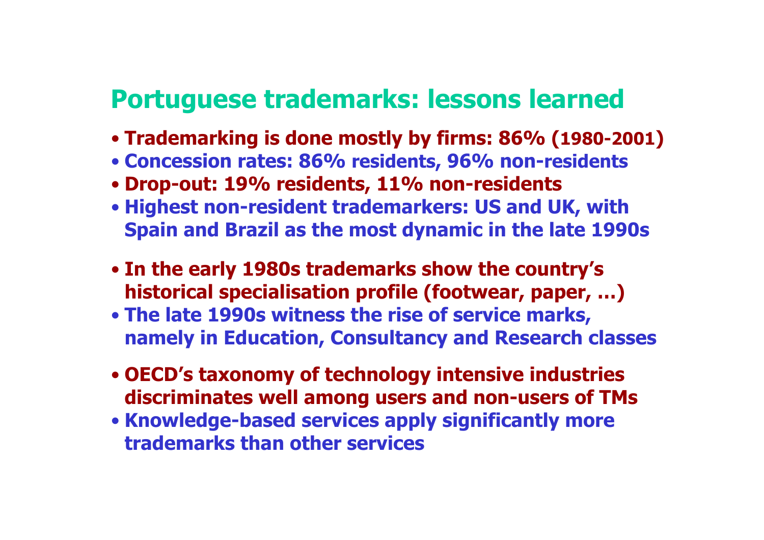## Portuguese trademarks: lessons learned

- **Trademarking is done mostly by firms: 86% (1980-2001)**
- **Concession rates: 86% residents, 96% non-residents**
- **Drop-out: 19% residents, 11% non-residents**
- **Highest non-resident trademarkers: US and UK, with Spain and Brazil as the most dynamic in the late 1990s**

- **In the early 1980s trademarks show the country's historical specialisation profile (footwear, paper, …)**
- **The late 1990s witness the rise of service marks, namely in Education, Consultancy and Research classes**

- **OECD's taxonomy of technology intensive industries discriminates well among users and non-users of TMs**
- **Knowledge-based services apply significantly more trademarks than other services**